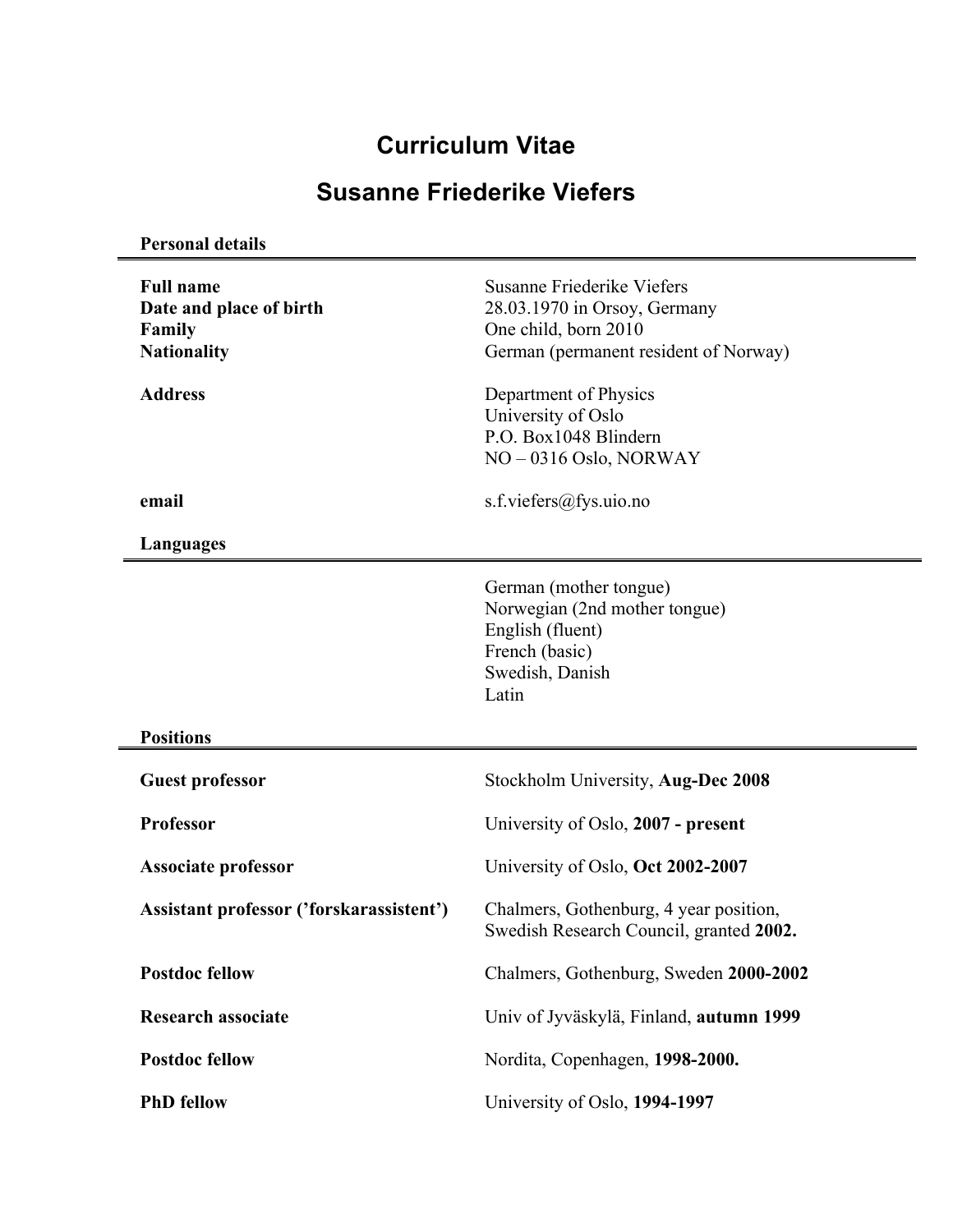# Curriculum Vitae

# Susanne Friederike Viefers

## Personal details

| | |
|---|---|
| **Full name** | Susanne Friederike Viefers |
| **Date and place of birth** | 28.03.1970 in Orsoy, Germany |
| **Family** | One child, born 2010 |
| **Nationality** | German (permanent resident of Norway) |
| **Address** | Department of Physics<br>University of Oslo<br>P.O. Box1048 Blindern<br>NO – 0316 Oslo, NORWAY |
| **email** | s.f.viefers@fys.uio.no |

## Languages

German (mother tongue)
Norwegian (2nd mother tongue)
English (fluent)
French (basic)
Swedish, Danish
Latin

## Positions

| | |
|---|---|
| **Guest professor** | Stockholm University, **Aug-Dec 2008** |
| **Professor** | University of Oslo, **2007 - present** |
| **Associate professor** | University of Oslo, **Oct 2002-2007** |
| **Assistant professor (’forskarassistent’)** | Chalmers, Gothenburg, 4 year position, Swedish Research Council, granted **2002.** |
| **Postdoc fellow** | Chalmers, Gothenburg, Sweden **2000-2002** |
| **Research associate** | Univ of Jyväskylä, Finland, **autumn 1999** |
| **Postdoc fellow** | Nordita, Copenhagen, **1998-2000.** |
| **PhD fellow** | University of Oslo, **1994-1997** |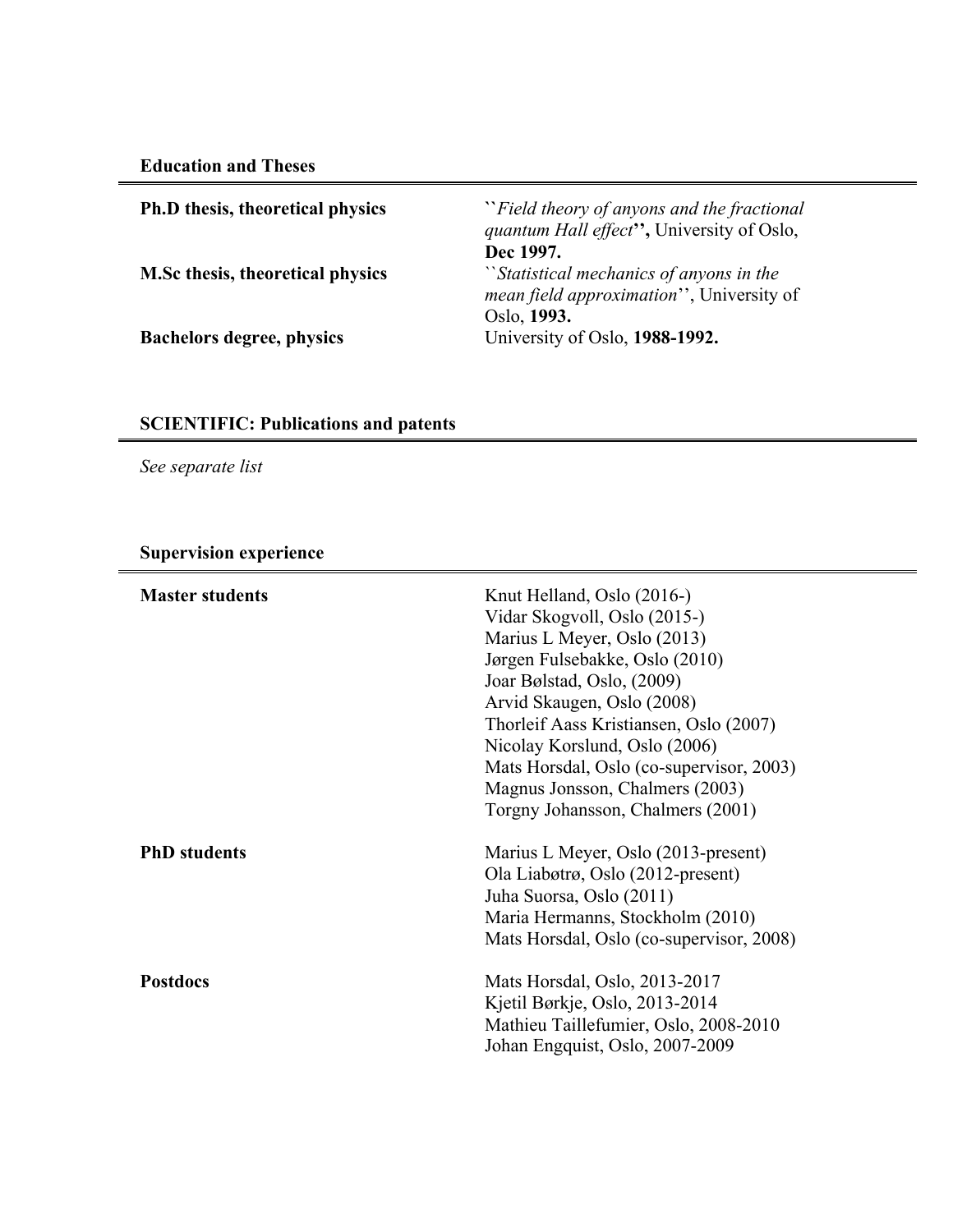## Education and Theses

| | |
|---|---|
| **Ph.D thesis, theoretical physics** | ``*Field theory of anyons and the fractional quantum Hall effect*'', University of Oslo, **Dec 1997.** |
| **M.Sc thesis, theoretical physics** | ``*Statistical mechanics of anyons in the mean field approximation*'', University of Oslo, **1993.** |
| **Bachelors degree, physics** | University of Oslo, **1988-1992.** |

## SCIENTIFIC: Publications and patents

*See separate list*

## Supervision experience

| | |
|---|---|
| **Master students** | Knut Helland, Oslo (2016-)<br>Vidar Skogvoll, Oslo (2015-)<br>Marius L Meyer, Oslo (2013)<br>Jørgen Fulsebakke, Oslo (2010)<br>Joar Bølstad, Oslo, (2009)<br>Arvid Skaugen, Oslo (2008)<br>Thorleif Aass Kristiansen, Oslo (2007)<br>Nicolay Korslund, Oslo (2006)<br>Mats Horsdal, Oslo (co-supervisor, 2003)<br>Magnus Jonsson, Chalmers (2003)<br>Torgny Johansson, Chalmers (2001) |
| **PhD students** | Marius L Meyer, Oslo (2013-present)<br>Ola Liabøtrø, Oslo (2012-present)<br>Juha Suorsa, Oslo (2011)<br>Maria Hermanns, Stockholm (2010)<br>Mats Horsdal, Oslo (co-supervisor, 2008) |
| **Postdocs** | Mats Horsdal, Oslo, 2013-2017<br>Kjetil Børkje, Oslo, 2013-2014<br>Mathieu Taillefumier, Oslo, 2008-2010<br>Johan Engquist, Oslo, 2007-2009 |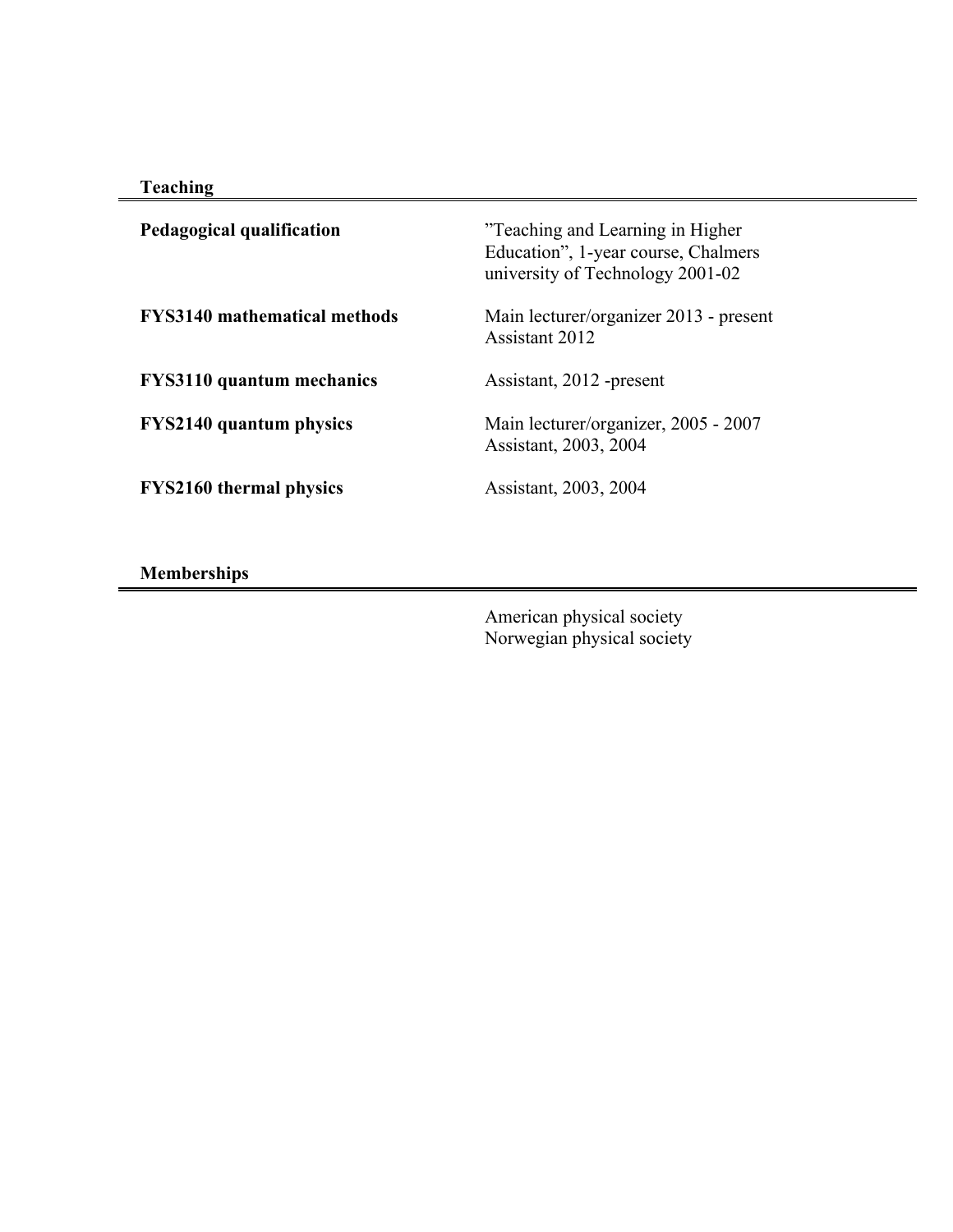## Teaching

| | |
|---|---|
| **Pedagogical qualification** | ”Teaching and Learning in Higher Education”, 1-year course, Chalmers university of Technology 2001-02 |
| **FYS3140 mathematical methods** | Main lecturer/organizer 2013 - present<br>Assistant 2012 |
| **FYS3110 quantum mechanics** | Assistant, 2012 -present |
| **FYS2140 quantum physics** | Main lecturer/organizer, 2005 - 2007<br>Assistant, 2003, 2004 |
| **FYS2160 thermal physics** | Assistant, 2003, 2004 |

## Memberships

American physical society
Norwegian physical society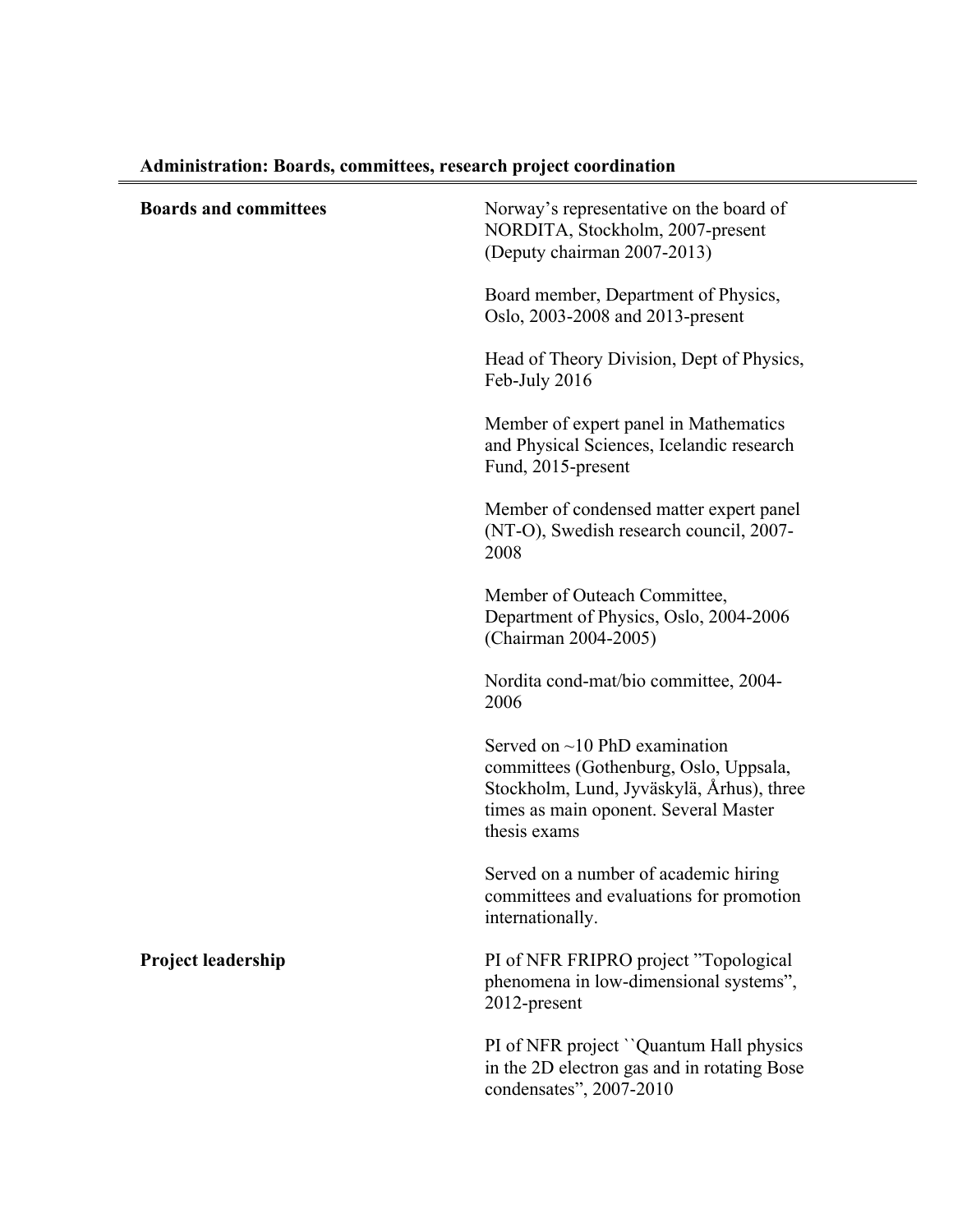## Administration: Boards, committees, research project coordination

**Boards and committees**

Norway's representative on the board of NORDITA, Stockholm, 2007-present (Deputy chairman 2007-2013)

Board member, Department of Physics, Oslo, 2003-2008 and 2013-present

Head of Theory Division, Dept of Physics, Feb-July 2016

Member of expert panel in Mathematics and Physical Sciences, Icelandic research Fund, 2015-present

Member of condensed matter expert panel (NT-O), Swedish research council, 2007-2008

Member of Outeach Committee, Department of Physics, Oslo, 2004-2006 (Chairman 2004-2005)

Nordita cond-mat/bio committee, 2004-2006

Served on ~10 PhD examination committees (Gothenburg, Oslo, Uppsala, Stockholm, Lund, Jyväskylä, Århus), three times as main oponent. Several Master thesis exams

Served on a number of academic hiring committees and evaluations for promotion internationally.

**Project leadership**

PI of NFR FRIPRO project "Topological phenomena in low-dimensional systems", 2012-present

PI of NFR project ``Quantum Hall physics in the 2D electron gas and in rotating Bose condensates", 2007-2010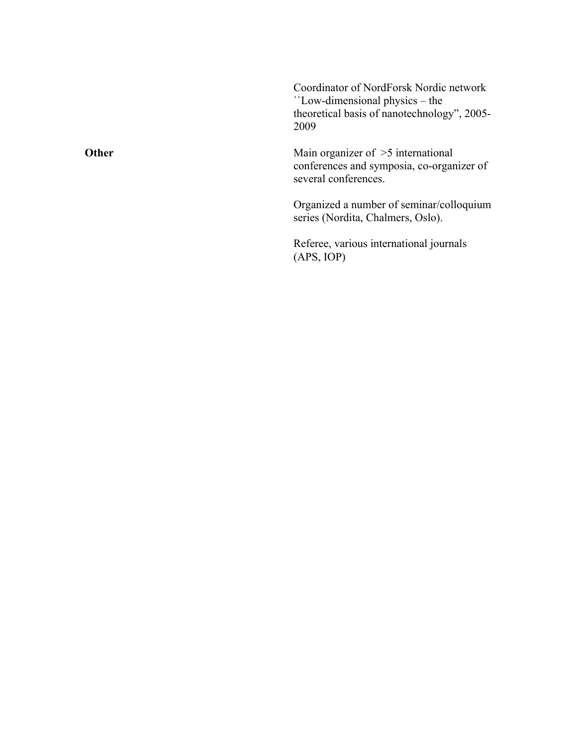Coordinator of NordForsk Nordic network ``Low-dimensional physics – the theoretical basis of nanotechnology", 2005-2009

**Other**

Main organizer of >5 international conferences and symposia, co-organizer of several conferences.

Organized a number of seminar/colloquium series (Nordita, Chalmers, Oslo).

Referee, various international journals (APS, IOP)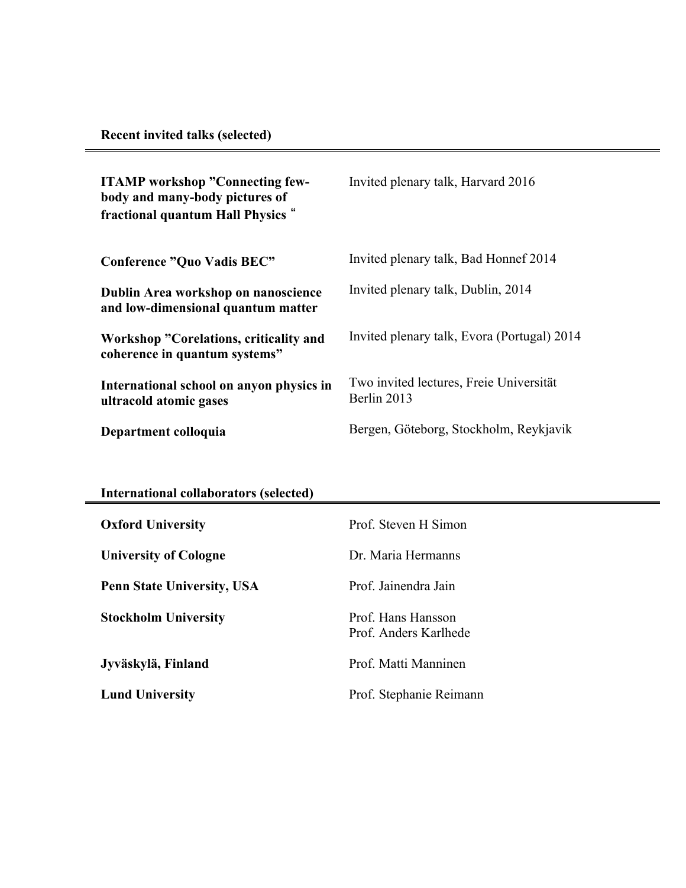## Recent invited talks (selected)

| | |
|---|---|
| **ITAMP workshop ”Connecting few-body and many-body pictures of fractional quantum Hall Physics “** | Invited plenary talk, Harvard 2016 |
| **Conference ”Quo Vadis BEC”** | Invited plenary talk, Bad Honnef 2014 |
| **Dublin Area workshop on nanoscience and low-dimensional quantum matter** | Invited plenary talk, Dublin, 2014 |
| **Workshop ”Corelations, criticality and coherence in quantum systems”** | Invited plenary talk, Evora (Portugal) 2014 |
| **International school on anyon physics in ultracold atomic gases** | Two invited lectures, Freie Universität Berlin 2013 |
| **Department colloquia** | Bergen, Göteborg, Stockholm, Reykjavik |

## International collaborators (selected)

| | |
|---|---|
| **Oxford University** | Prof. Steven H Simon |
| **University of Cologne** | Dr. Maria Hermanns |
| **Penn State University, USA** | Prof. Jainendra Jain |
| **Stockholm University** | Prof. Hans Hansson<br>Prof. Anders Karlhede |
| **Jyväskylä, Finland** | Prof. Matti Manninen |
| **Lund University** | Prof. Stephanie Reimann |